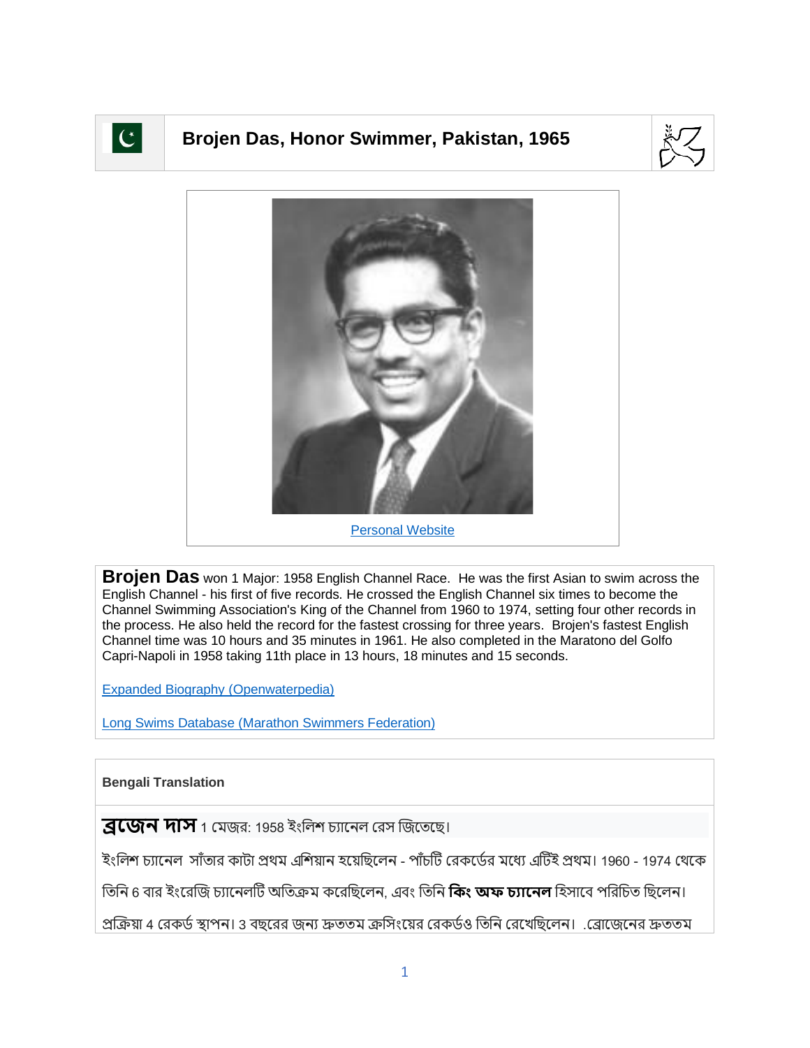# Brojen Das, Honor Swimmer, Pakistan, 1965

Personal Website

**Brojen Das** won 1 Major: 1958 English Channel Race. He was the first Asian to swim across the English Channel - his first of five records. He crossed the English Channel six times to become the Channel Swimming Association's King of the Channel from 1960 to 1974, setting four other records in the process. He also held the record for the fastest crossing for three years. Brojen's fastest English Channel time was 10 hours and 35 minutes in 1961. He also completed in the Maratono del Golfo Capri-Napoli in 1958 taking 11th place in 13 hours, 18 minutes and 15 seconds.

Expanded Biography (Openwaterpedia)

Long Swims Database (Marathon Swimmers Federation)

**Bengali Translation**

**ব্রজেন দাস** 1 মেজর: 1958 ইংলিশ চ্যানেল রেস জিতেছে।

ইংলিশ চ্যানেল সাঁতার কাটা প্রথম এশিয়ান হয়েছিলেন - পাঁচটি রেকর্ডের মধ্যে এটিই প্রথম। 1960 - 1974 থেকে তিনি 6 বার ইংরেজি চ্যানেলটি অতিক্রম করেছিলেন, এবং তিনি **কিং অফ চ্যানেল** হিসাবে পরিচিত ছিলেন। প্রক্রিয়া 4 রেকর্ড স্থাপন। 3 বছরের জন্য দ্রুততম ক্রসিংয়ের রেকর্ডও তিনি রেখেছিলেন। .ব্রোজেনের দ্রুততম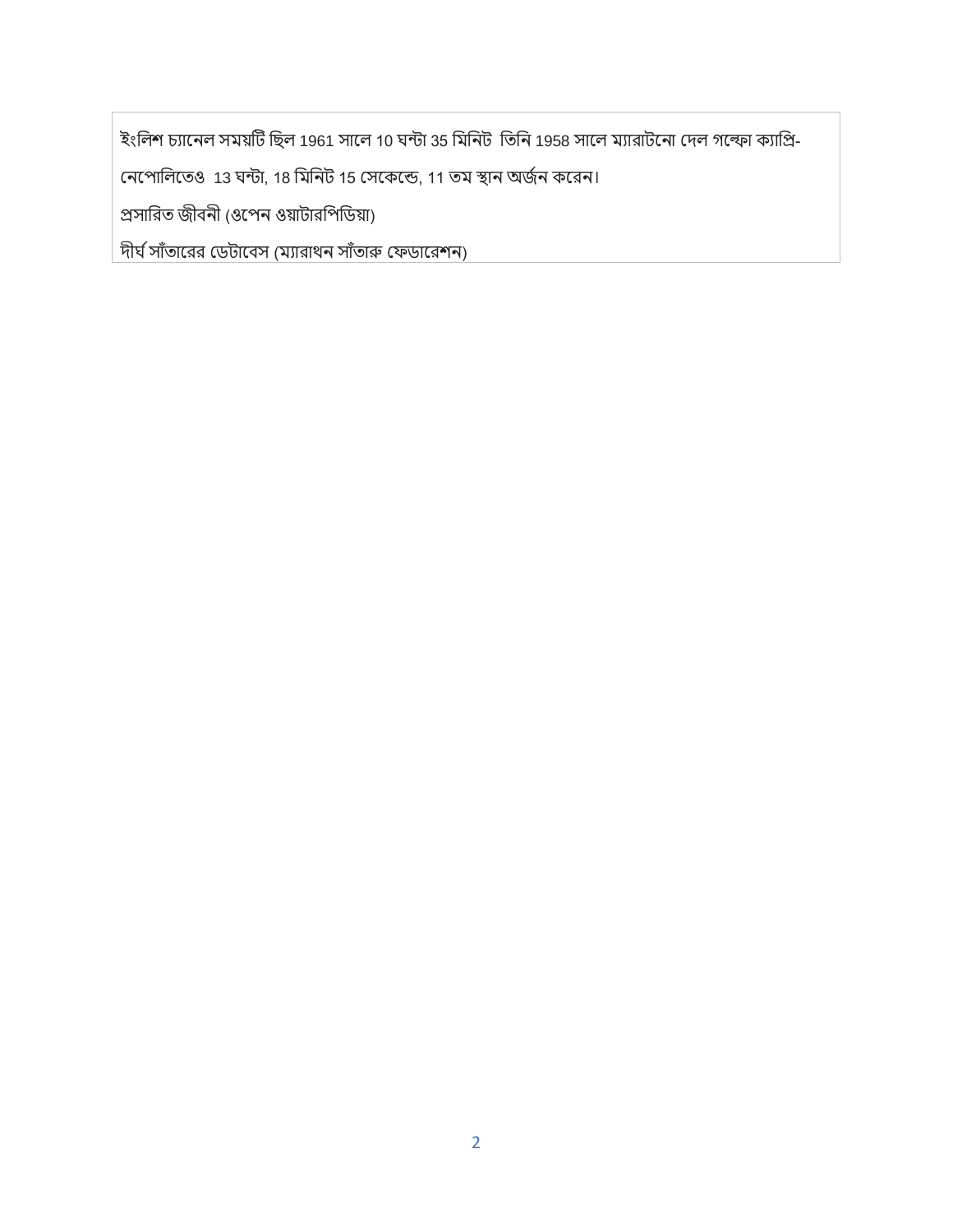ইংলিশ চ্যানেল সময়টি ছিল 1961 সালে 10 ঘন্টা 35 মিনিট  তিনি 1958 সালে ম্যারাটনো দেল গল্ফো ক্যাপ্রি-নেপোলিতেও  13 ঘন্টা, 18 মিনিট 15 সেকেন্ডে, 11 তম স্থান অর্জন করেন।

প্রসারিত জীবনী (ওপেন ওয়াটারপিডিয়া)

দীর্ঘ সাঁতারের ডেটাবেস (ম্যারাথন সাঁতারু ফেডারেশন)